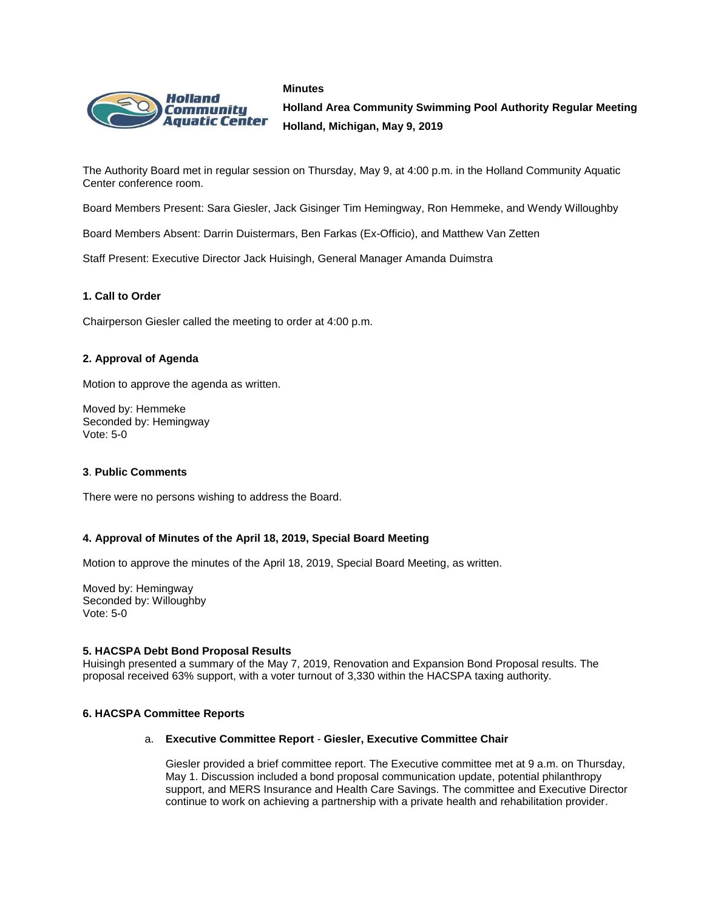**Minutes**

**Holland Area Community Swimming Pool Authority Regular Meeting**

**Holland, Michigan, May 9, 2019**

The Authority Board met in regular session on Thursday, May 9, at 4:00 p.m. in the Holland Community Aquatic Center conference room.

Board Members Present: Sara Giesler, Jack Gisinger Tim Hemingway, Ron Hemmeke, and Wendy Willoughby

Board Members Absent: Darrin Duistermars, Ben Farkas (Ex-Officio), and Matthew Van Zetten

Staff Present: Executive Director Jack Huisingh, General Manager Amanda Duimstra

**1. Call to Order**

Chairperson Giesler called the meeting to order at 4:00 p.m.

**2. Approval of Agenda**

Motion to approve the agenda as written.

Moved by: Hemmeke
Seconded by: Hemingway
Vote: 5-0

**3**. **Public Comments**

There were no persons wishing to address the Board.

**4. Approval of Minutes of the April 18, 2019, Special Board Meeting**

Motion to approve the minutes of the April 18, 2019, Special Board Meeting, as written.

Moved by: Hemingway
Seconded by: Willoughby
Vote: 5-0

**5. HACSPA Debt Bond Proposal Results**
Huisingh presented a summary of the May 7, 2019, Renovation and Expansion Bond Proposal results. The proposal received 63% support, with a voter turnout of 3,330 within the HACSPA taxing authority.

**6. HACSPA Committee Reports**

a. **Executive Committee Report** - **Giesler, Executive Committee Chair**

Giesler provided a brief committee report. The Executive committee met at 9 a.m. on Thursday, May 1. Discussion included a bond proposal communication update, potential philanthropy support, and MERS Insurance and Health Care Savings. The committee and Executive Director continue to work on achieving a partnership with a private health and rehabilitation provider.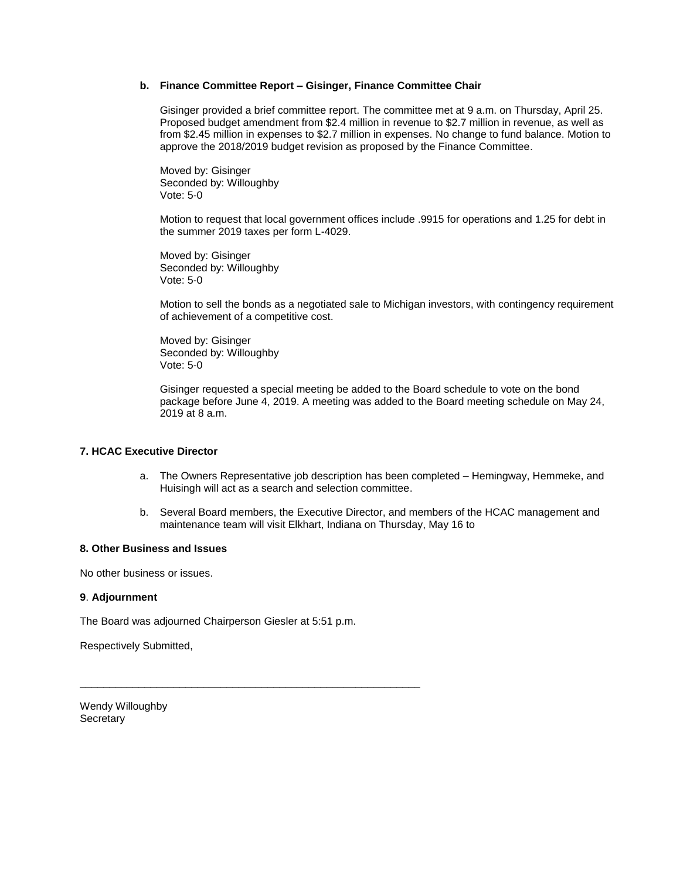**b. Finance Committee Report – Gisinger, Finance Committee Chair**

Gisinger provided a brief committee report. The committee met at 9 a.m. on Thursday, April 25. Proposed budget amendment from $2.4 million in revenue to $2.7 million in revenue, as well as from $2.45 million in expenses to $2.7 million in expenses. No change to fund balance. Motion to approve the 2018/2019 budget revision as proposed by the Finance Committee.

Moved by: Gisinger
Seconded by: Willoughby
Vote: 5-0

Motion to request that local government offices include .9915 for operations and 1.25 for debt in the summer 2019 taxes per form L-4029.

Moved by: Gisinger
Seconded by: Willoughby
Vote: 5-0

Motion to sell the bonds as a negotiated sale to Michigan investors, with contingency requirement of achievement of a competitive cost.

Moved by: Gisinger
Seconded by: Willoughby
Vote: 5-0

Gisinger requested a special meeting be added to the Board schedule to vote on the bond package before June 4, 2019. A meeting was added to the Board meeting schedule on May 24, 2019 at 8 a.m.

**7. HCAC Executive Director**

a. The Owners Representative job description has been completed – Hemingway, Hemmeke, and Huisingh will act as a search and selection committee.

b. Several Board members, the Executive Director, and members of the HCAC management and maintenance team will visit Elkhart, Indiana on Thursday, May 16 to

**8. Other Business and Issues**

No other business or issues.

**9**. **Adjournment**

The Board was adjourned Chairperson Giesler at 5:51 p.m.

Respectively Submitted,

\_\_\_\_\_\_\_\_\_\_\_\_\_\_\_\_\_\_\_\_\_\_\_\_\_\_\_\_\_\_\_\_\_\_\_\_\_\_\_\_\_\_\_\_\_\_\_\_\_\_\_\_\_\_\_\_\_\_

Wendy Willoughby
Secretary